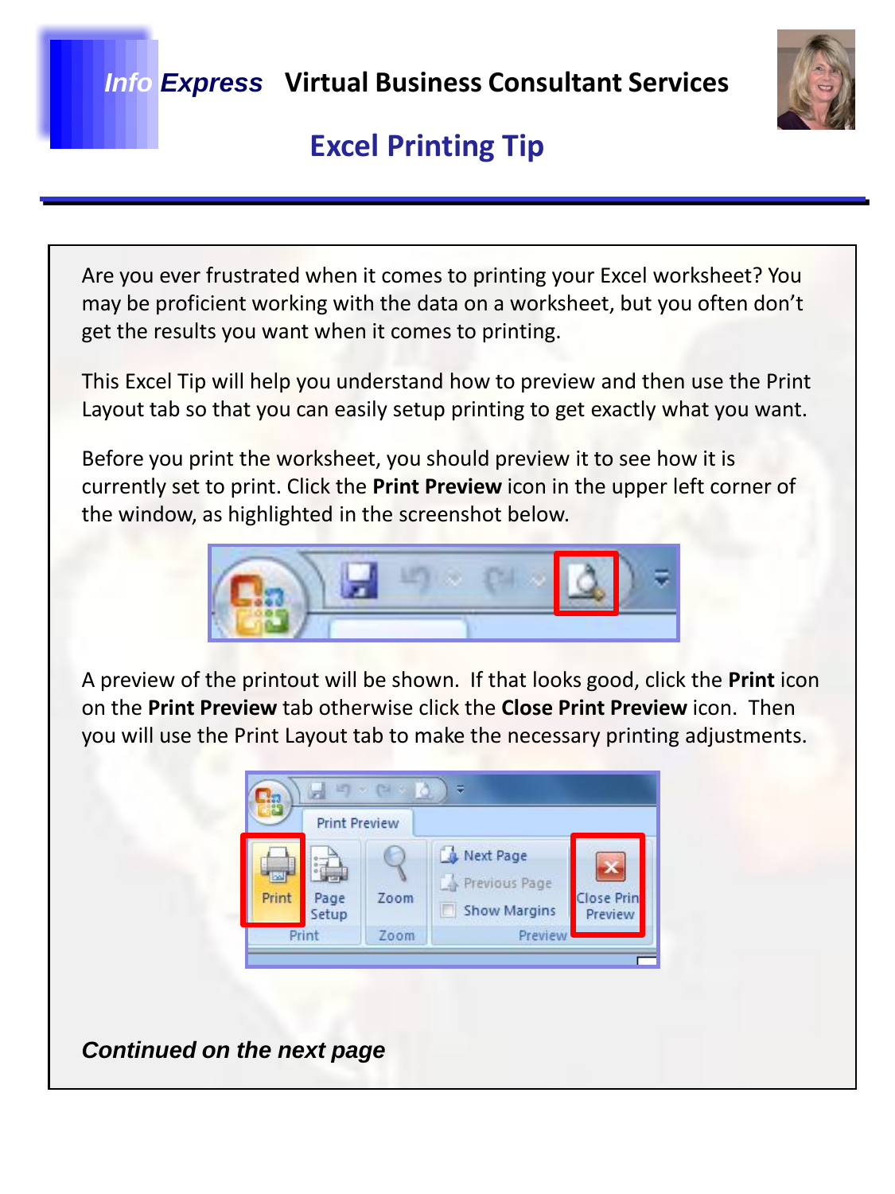*Info Express* **Virtual Business Consultant Services**

## Excel Printing Tip

Are you ever frustrated when it comes to printing your Excel worksheet? You may be proficient working with the data on a worksheet, but you often don't get the results you want when it comes to printing.

This Excel Tip will help you understand how to preview and then use the Print Layout tab so that you can easily setup printing to get exactly what you want.

Before you print the worksheet, you should preview it to see how it is currently set to print. Click the **Print Preview** icon in the upper left corner of the window, as highlighted in the screenshot below.

A preview of the printout will be shown. If that looks good, click the **Print** icon on the **Print Preview** tab otherwise click the **Close Print Preview** icon. Then you will use the Print Layout tab to make the necessary printing adjustments.

***Continued on the next page***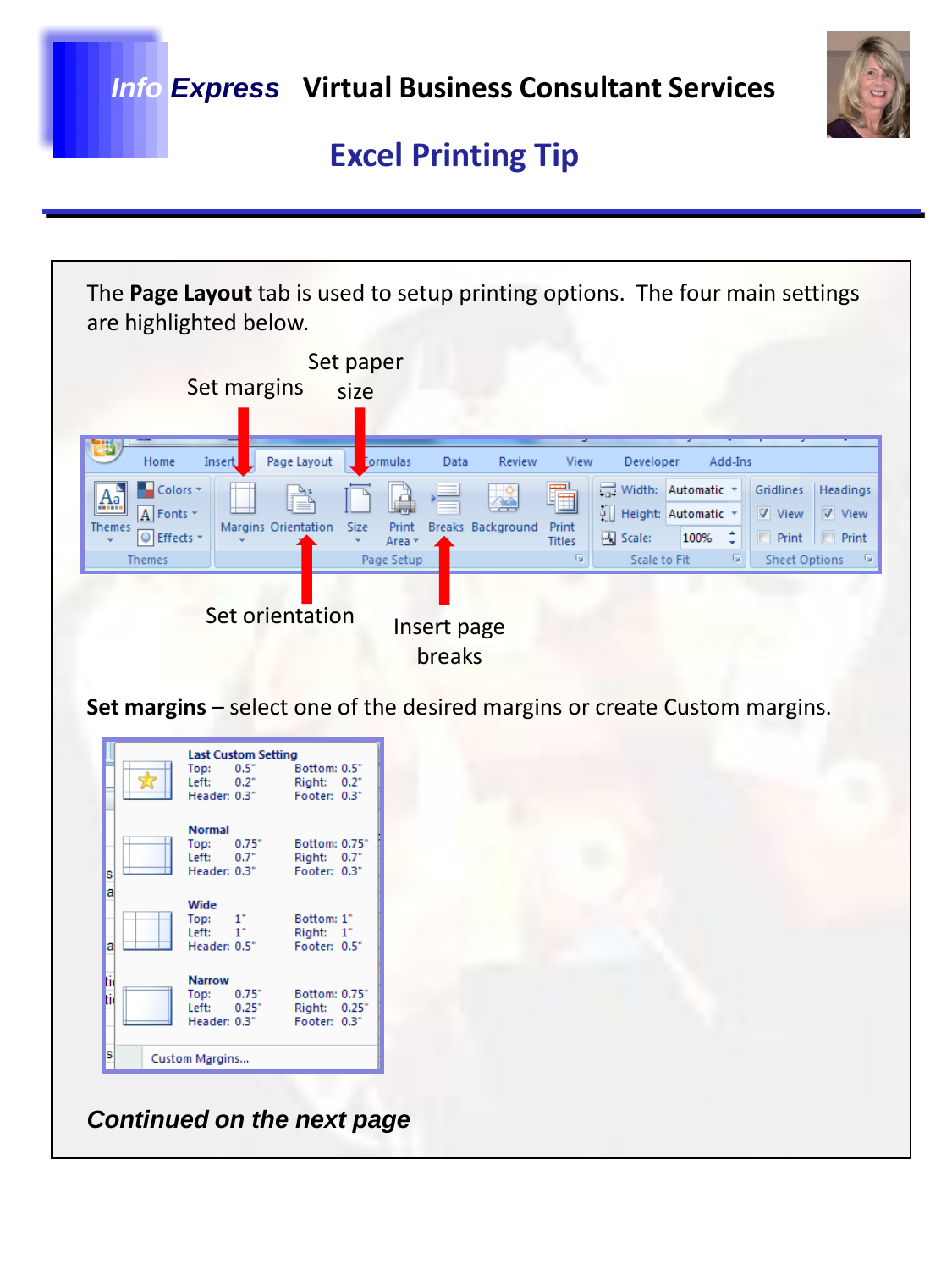# *Info Express* Virtual Business Consultant Services

## Excel Printing Tip

The **Page Layout** tab is used to setup printing options. The four main settings are highlighted below.

Set margins

Set paper size

Set orientation

Insert page breaks

**Set margins** – select one of the desired margins or create Custom margins.

***Continued on the next page***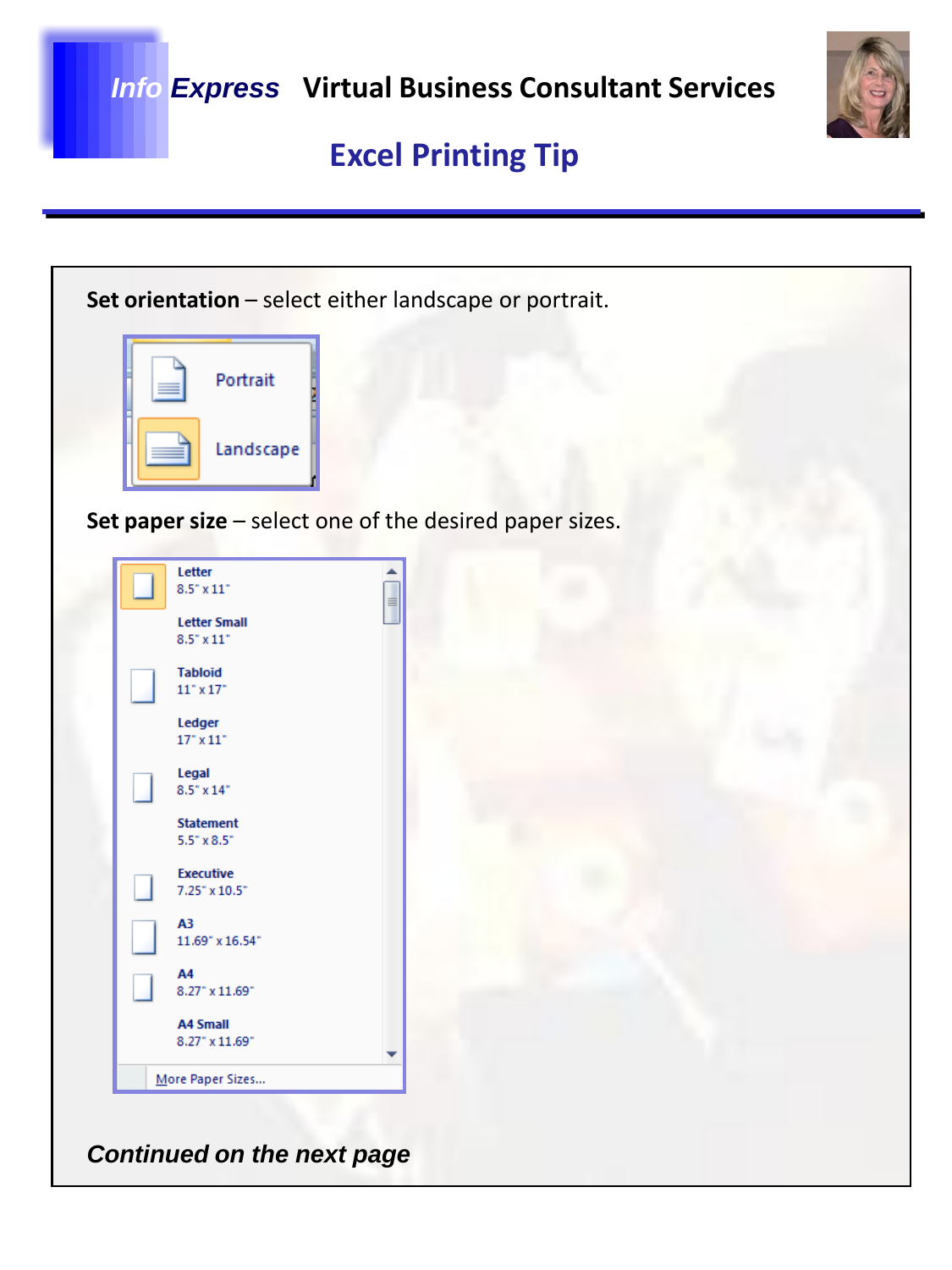**Set orientation** – select either landscape or portrait.

- Portrait
- Landscape

**Set paper size** – select one of the desired paper sizes.

- Letter 8.5" x 11"
- Letter Small 8.5" x 11"
- Tabloid 11" x 17"
- Ledger 17" x 11"
- Legal 8.5" x 14"
- Statement 5.5" x 8.5"
- Executive 7.25" x 10.5"
- A3 11.69" x 16.54"
- A4 8.27" x 11.69"
- A4 Small 8.27" x 11.69"
- More Paper Sizes...

***Continued on the next page***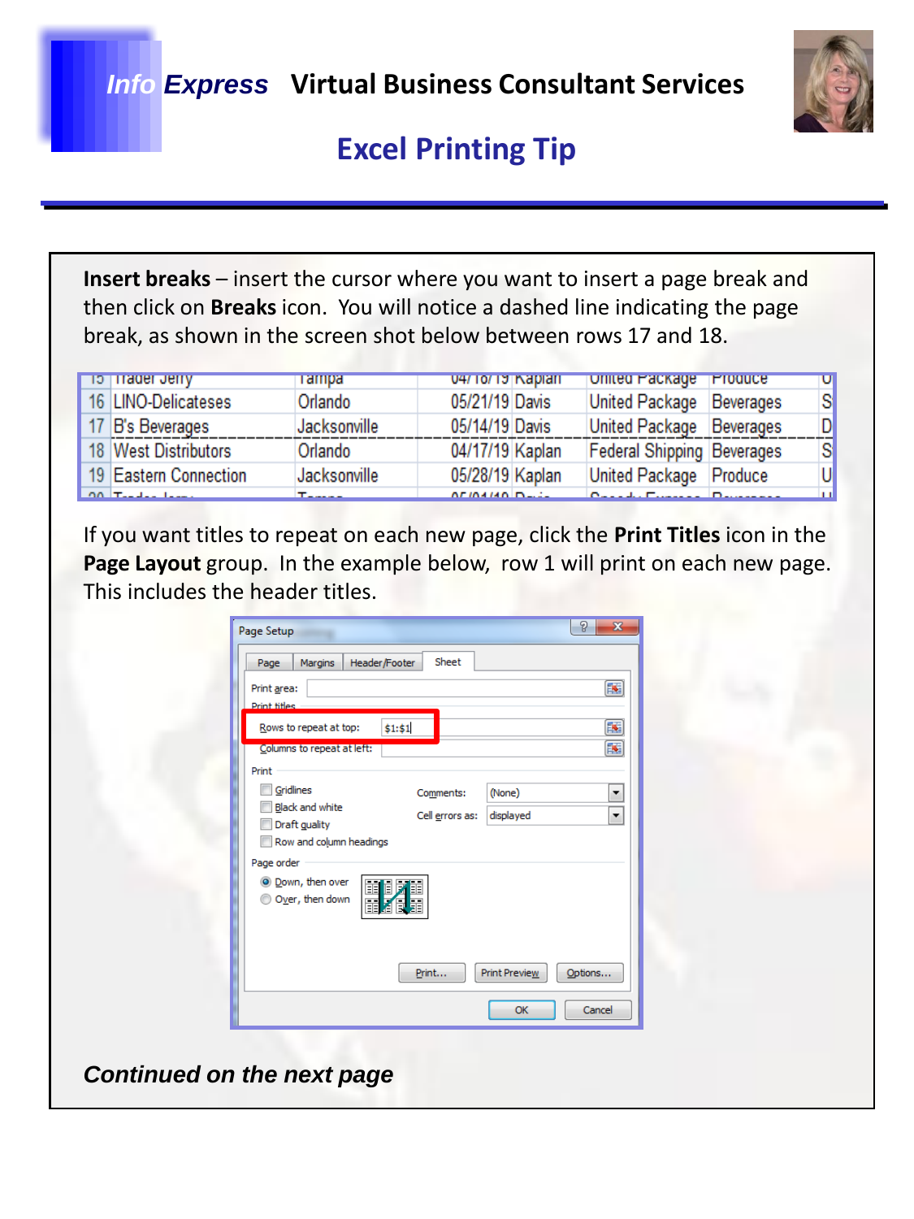**Insert breaks** – insert the cursor where you want to insert a page break and then click on **Breaks** icon. You will notice a dashed line indicating the page break, as shown in the screen shot below between rows 17 and 18.

| | | | | | | | |
|---|---|---|---|---|---|---|---|
| 16 | LINO-Delicateses | Orlando | 05/21/19 | Davis | United Package | Beverages | S |
| 17 | B's Beverages | Jacksonville | 05/14/19 | Davis | United Package | Beverages | D |
| 18 | West Distributors | Orlando | 04/17/19 | Kaplan | Federal Shipping | Beverages | S |
| 19 | Eastern Connection | Jacksonville | 05/28/19 | Kaplan | United Package | Produce | U |

If you want titles to repeat on each new page, click the **Print Titles** icon in the **Page Layout** group. In the example below, row 1 will print on each new page. This includes the header titles.

Page Setup

Page | Margins | Header/Footer | Sheet

Print area:

Print titles

Rows to repeat at top: $1:$1

Columns to repeat at left:

Print

- Gridlines
- Black and white
- Draft quality
- Row and column headings

Comments: (None)

Cell errors as: displayed

Page order

- Down, then over
- Over, then down

Print... | Print Preview | Options...

OK | Cancel

***Continued on the next page***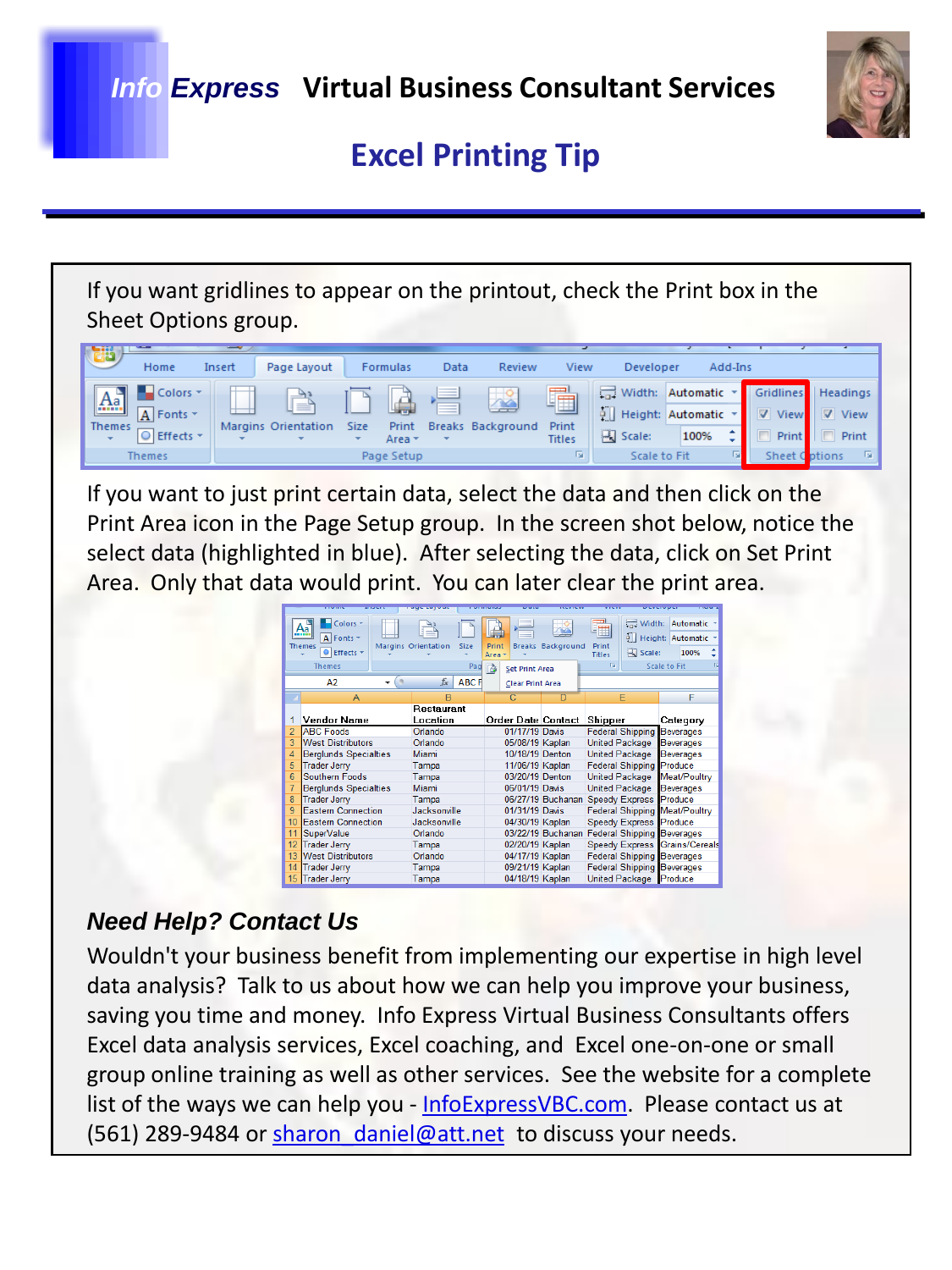# Info Express Virtual Business Consultant Services

## Excel Printing Tip

If you want gridlines to appear on the printout, check the Print box in the Sheet Options group.

If you want to just print certain data, select the data and then click on the Print Area icon in the Page Setup group. In the screen shot below, notice the select data (highlighted in blue). After selecting the data, click on Set Print Area. Only that data would print. You can later clear the print area.

### *Need Help? Contact Us*

Wouldn't your business benefit from implementing our expertise in high level data analysis? Talk to us about how we can help you improve your business, saving you time and money. Info Express Virtual Business Consultants offers Excel data analysis services, Excel coaching, and Excel one-on-one or small group online training as well as other services. See the website for a complete list of the ways we can help you - InfoExpressVBC.com. Please contact us at (561) 289-9484 or sharon_daniel@att.net to discuss your needs.